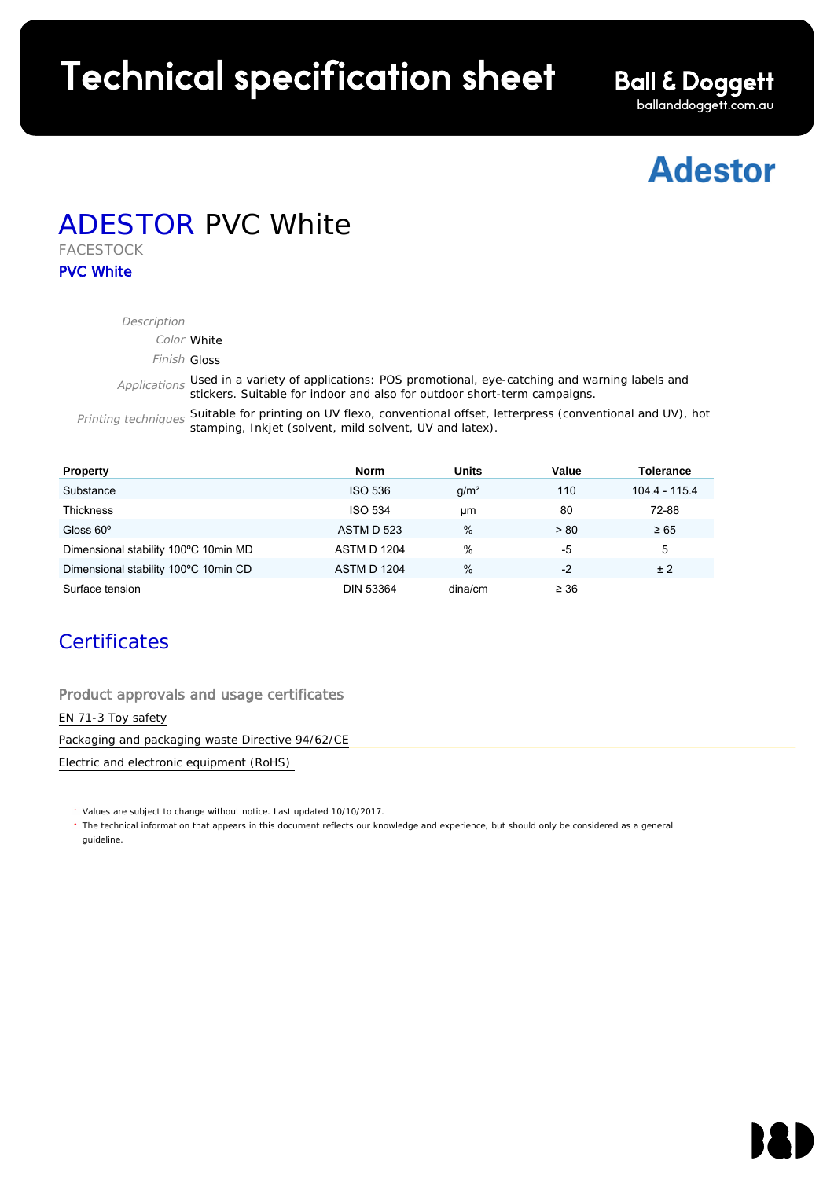# Technical specification sheet

Ball & Doggett
balldoggett.com.au

Adestor

# ADESTOR PVC White

FACESTOCK

**PVC White**

*Description*

*Color* White

*Finish* Gloss

*Applications* Used in a variety of applications: POS promotional, eye-catching and warning labels and stickers. Suitable for indoor and also for outdoor short-term campaigns.

*Printing techniques* Suitable for printing on UV flexo, conventional offset, letterpress (conventional and UV), hot stamping, Inkjet (solvent, mild solvent, UV and latex).

| Property | Norm | Units | Value | Tolerance |
|---|---|---|---|---|
| Substance | ISO 536 | g/m² | 110 | 104.4 - 115.4 |
| Thickness | ISO 534 | µm | 80 | 72-88 |
| Gloss 60º | ASTM D 523 | % | > 80 | ≥ 65 |
| Dimensional stability 100ºC 10min MD | ASTM D 1204 | % | -5 | 5 |
| Dimensional stability 100ºC 10min CD | ASTM D 1204 | % | -2 | ± 2 |
| Surface tension | DIN 53364 | dina/cm | ≥ 36 | |

## Certificates

### Product approvals and usage certificates

EN 71-3 Toy safety

Packaging and packaging waste Directive 94/62/CE

Electric and electronic equipment (RoHS)

- Values are subject to change without notice. Last updated 10/10/2017.
- The technical information that appears in this document reflects our knowledge and experience, but should only be considered as a general guideline.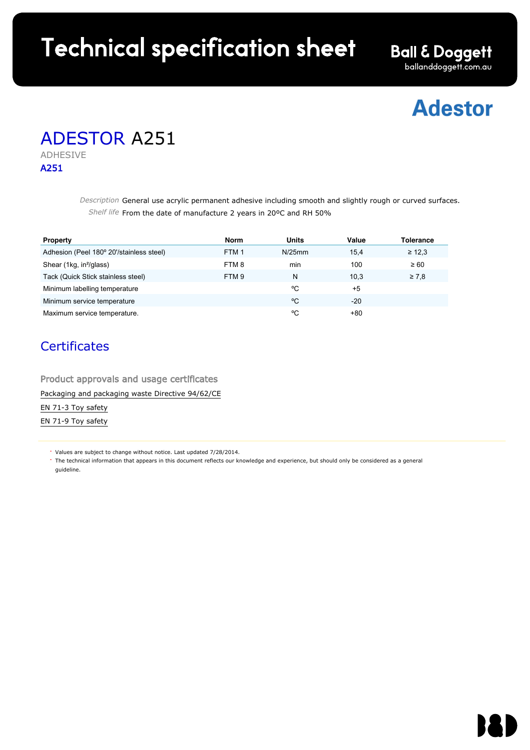# Technical specification sheet

Ball & Doggett
ballanddoggett.com.au

Adestor

## ADESTOR A251

ADHESIVE

**A251**

*Description* General use acrylic permanent adhesive including smooth and slightly rough or curved surfaces.

*Shelf life* From the date of manufacture 2 years in 20ºC and RH 50%

| Property | Norm | Units | Value | Tolerance |
|---|---|---|---|---|
| Adhesion (Peel 180º 20'/stainless steel) | FTM 1 | N/25mm | 15,4 | ≥ 12,3 |
| Shear (1kg, in²/glass) | FTM 8 | min | 100 | ≥ 60 |
| Tack (Quick Stick stainless steel) | FTM 9 | N | 10,3 | ≥ 7,8 |
| Minimum labelling temperature | | ºC | +5 | |
| Minimum service temperature | | ºC | -20 | |
| Maximum service temperature. | | ºC | +80 | |

## Certificates

### Product approvals and usage certificates

Packaging and packaging waste Directive 94/62/CE

EN 71-3 Toy safety

EN 71-9 Toy safety

- Values are subject to change without notice. Last updated 7/28/2014.
- The technical information that appears in this document reflects our knowledge and experience, but should only be considered as a general guideline.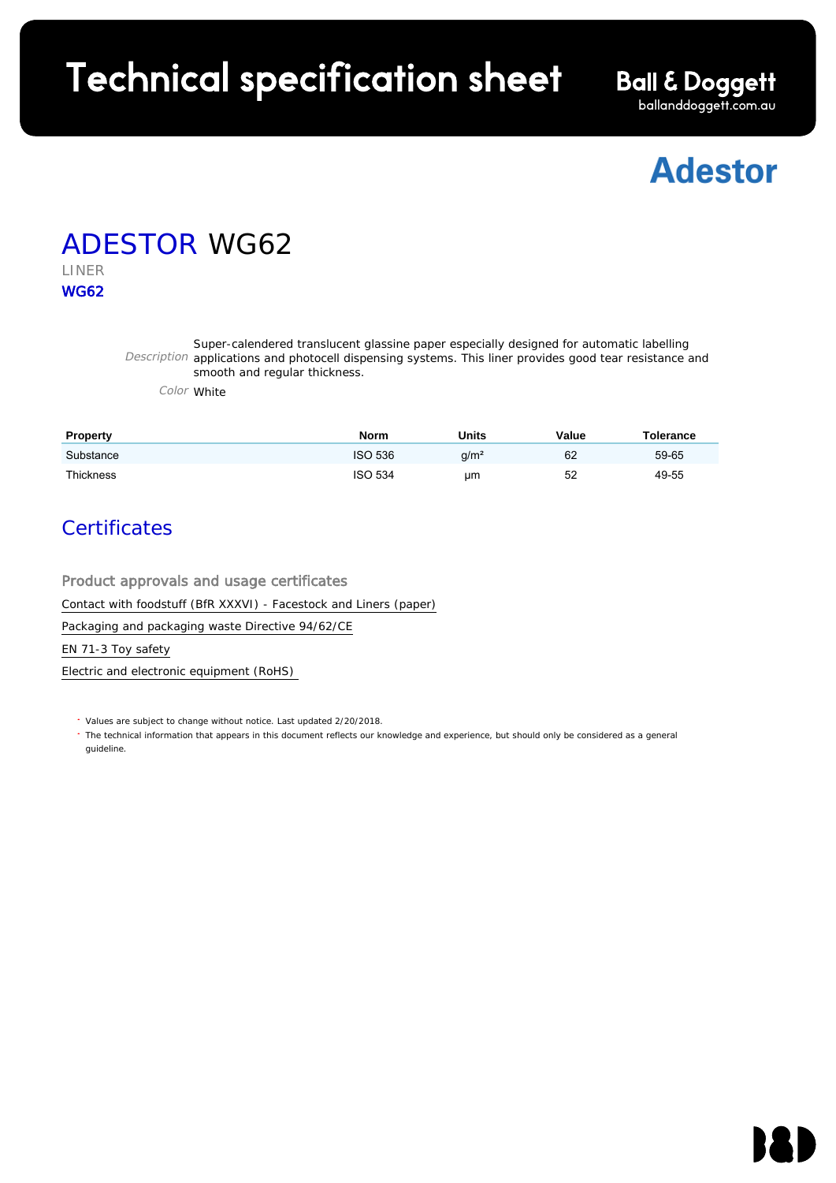# Technical specification sheet

Ball & Doggett
balldoggett.com.au

Adestor

## ADESTOR WG62

LINER

**WG62**

*Description* Super-calendered translucent glassine paper especially designed for automatic labelling applications and photocell dispensing systems. This liner provides good tear resistance and smooth and regular thickness.

*Color* White

| Property | Norm | Units | Value | Tolerance |
|---|---|---|---|---|
| Substance | ISO 536 | g/m² | 62 | 59-65 |
| Thickness | ISO 534 | µm | 52 | 49-55 |

## Certificates

### Product approvals and usage certificates

Contact with foodstuff (BfR XXXVI) - Facestock and Liners (paper)

Packaging and packaging waste Directive 94/62/CE

EN 71-3 Toy safety

Electric and electronic equipment (RoHS)

- Values are subject to change without notice. Last updated 2/20/2018.
- The technical information that appears in this document reflects our knowledge and experience, but should only be considered as a general guideline.